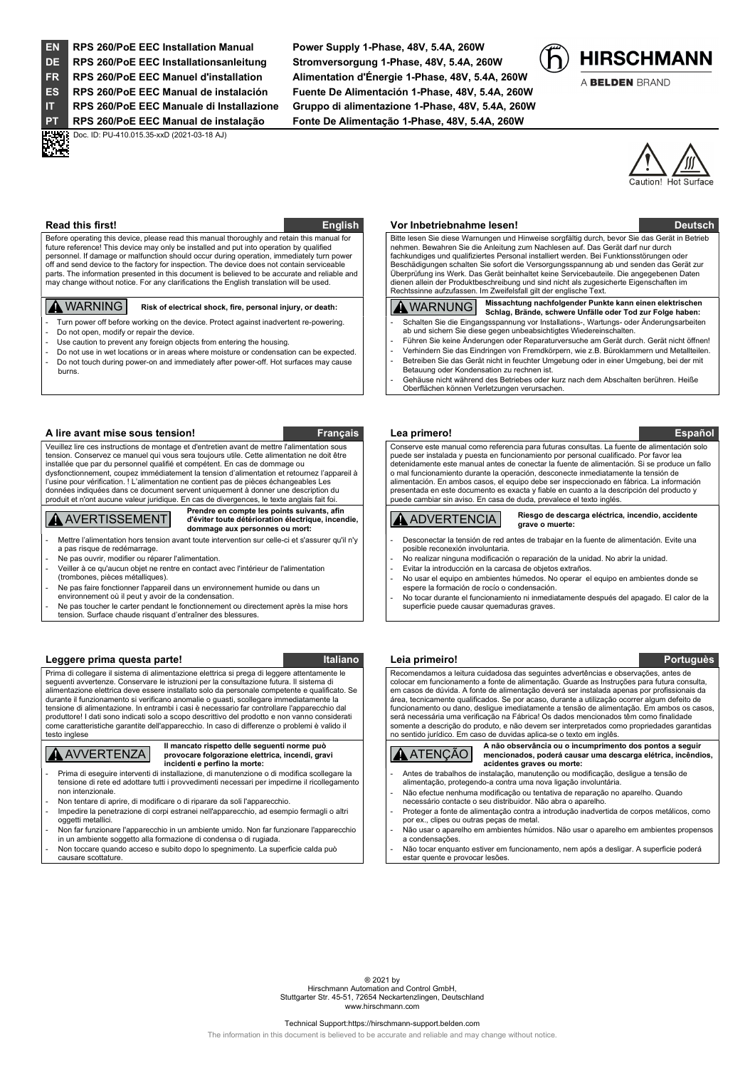| | | |
|---|---|---|
| EN | RPS 260/PoE EEC Installation Manual | Power Supply 1-Phase, 48V, 5.4A, 260W |
| DE | RPS 260/PoE EEC Installationsanleitung | Stromversorgung 1-Phase, 48V, 5.4A, 260W |
| FR | RPS 260/PoE EEC Manuel d'installation | Alimentation d'Énergie 1-Phase, 48V, 5.4A, 260W |
| ES | RPS 260/PoE EEC Manual de instalación | Fuente De Alimentación 1-Phase, 48V, 5.4A, 260W |
| IT | RPS 260/PoE EEC Manuale di Installazione | Gruppo di alimentazione 1-Phase, 48V, 5.4A, 260W |
| PT | RPS 260/PoE EEC Manual de instalação | Fonte De Alimentação 1-Phase, 48V, 5.4A, 260W |

HIRSCHMANN
A BELDEN BRAND

Doc. ID: PU-410.015.35-xxD (2021-03-18 AJ)

Caution! Hot Surface

## Read this first! — English

Before operating this device, please read this manual thoroughly and retain this manual for future reference! This device may only be installed and put into operation by qualified personnel. If damage or malfunction should occur during operation, immediately turn power off and send device to the factory for inspection. The device does not contain serviceable parts. The information presented in this document is believed to be accurate and reliable and may change without notice. For any clarifications the English translation will be used.

**WARNING** **Risk of electrical shock, fire, personal injury, or death:**

- Turn power off before working on the device. Protect against inadvertent re-powering.
- Do not open, modify or repair the device.
- Use caution to prevent any foreign objects from entering the housing.
- Do not use in wet locations or in areas where moisture or condensation can be expected.
- Do not touch during power-on and immediately after power-off. Hot surfaces may cause burns.

## Vor Inbetriebnahme lesen! — Deutsch

Bitte lesen Sie diese Warnungen und Hinweise sorgfältig durch, bevor Sie das Gerät in Betrieb nehmen. Bewahren Sie die Anleitung zum Nachlesen auf. Das Gerät darf nur durch fachkundiges und qualifiziertes Personal installiert werden. Bei Funktionsstörungen oder Beschädigungen schalten Sie sofort die Versorgungsspannung ab und senden das Gerät zur Überprüfung ins Werk. Das Gerät beinhaltet keine Servicebauteile. Die angegebenen Daten dienen allein der Produktbeschreibung und sind nicht als zugesicherte Eigenschaften im Rechtssinne aufzufassen. Im Zweifelsfall gilt der englische Text.

**WARNUNG** **Missachtung nachfolgender Punkte kann einen elektrischen Schlag, Brände, schwere Unfälle oder Tod zur Folge haben:**

- Schalten Sie die Eingangsspannung vor Installations-, Wartungs- oder Änderungsarbeiten ab und sichern Sie diese gegen unbeabsichtigtes Wiedereinschalten.
- Führen Sie keine Änderungen oder Reparaturversuche am Gerät durch. Gerät nicht öffnen!
- Verhindern Sie das Eindringen von Fremdkörpern, wie z.B. Büroklammern und Metallteilen.
- Betreiben Sie das Gerät nicht in feuchter Umgebung oder in einer Umgebung, bei der mit Betauung oder Kondensation zu rechnen ist.
- Gehäuse nicht während des Betriebes oder kurz nach dem Abschalten berühren. Heiße Oberflächen können Verletzungen verursachen.

## A lire avant mise sous tension! — Français

Veuillez lire ces instructions de montage et d'entretien avant de mettre l'alimentation sous tension. Conservez ce manuel qui vous sera toujours utile. Cette alimentation ne doit être installée que par du personnel qualifié et compétent. En cas de dommage ou dysfonctionnement, coupez immédiatement la tension d'alimentation et retournez l'appareil à l'usine pour vérification. ! L'alimentation ne contient pas de pièces échangeables Les données indiquées dans ce document servent uniquement à donner une description du produit et n'ont aucune valeur juridique. En cas de divergences, le texte anglais fait foi.

**AVERTISSEMENT** **Prendre en compte les points suivants, afin d'éviter toute détérioration électrique, incendie, dommage aux personnes ou mort:**

- Mettre l'alimentation hors tension avant toute intervention sur celle-ci et s'assurer qu'il n'y a pas risque de redémarrage.
- Ne pas ouvrir, modifier ou réparer l'alimentation.
- Veiller à ce qu'aucun objet ne rentre en contact avec l'intérieur de l'alimentation (trombones, pièces métalliques).
- Ne pas faire fonctionner l'appareil dans un environnement humide ou dans un environnement où il peut y avoir de la condensation.
- Ne pas toucher le carter pendant le fonctionnement ou directement après la mise hors tension. Surface chaude risquant d'entraîner des blessures.

## Lea primero! — Español

Conserve este manual como referencia para futuras consultas. La fuente de alimentación solo puede ser instalada y puesta en funcionamiento por personal cualificado. Por favor lea detenidamente este manual antes de conectar la fuente de alimentación. Si se produce un fallo o mal funcionamiento durante la operación, desconecte inmediatamente la tensión de alimentación. En ambos casos, el equipo debe ser inspeccionado en fábrica. La información presentada en este documento es exacta y fiable en cuanto a la descripción del producto y puede cambiar sin aviso. En caso de duda, prevalece el texto inglés.

**ADVERTENCIA** **Riesgo de descarga eléctrica, incendio, accidente grave o muerte:**

- Desconectar la tensión de red antes de trabajar en la fuente de alimentación. Evite una posible reconexión involuntaria.
- No realizar ninguna modificación o reparación de la unidad. No abrir la unidad.
- Evitar la introducción en la carcasa de objetos extraños.
- No usar el equipo en ambientes húmedos. No operar el equipo en ambientes donde se espere la formación de rocío o condensación.
- No tocar durante el funcionamiento ni inmediatamente después del apagado. El calor de la superficie puede causar quemaduras graves.

## Leggere prima questa parte! — Italiano

Prima di collegare il sistema di alimentazione elettrica si prega di leggere attentamente le seguenti avvertenze. Conservare le istruzioni per la consultazione futura. Il sistema di alimentazione elettrica deve essere installato solo da personale competente e qualificato. Se durante il funzionamento si verificano anomalie o guasti, scollegare immediatamente la tensione di alimentazione. In entrambi i casi è necessario far controllare l'apparecchio dal produttore! I dati sono indicati solo a scopo descrittivo del prodotto e non vanno considerati come caratteristiche garantite dell'apparecchio. In caso di differenze o problemi è valido il testo inglese

**AVVERTENZA** **Il mancato rispetto delle seguenti norme può provocare folgorazione elettrica, incendi, gravi incidenti e perfino la morte:**

- Prima di eseguire interventi di installazione, di manutenzione o di modifica scollegare la tensione di rete ed adottare tutti i provvedimenti necessari per impedirne il ricollegamento non intenzionale.
- Non tentare di aprire, di modificare o di riparare da soli l'apparecchio.
- Impedire la penetrazione di corpi estranei nell'apparecchio, ad esempio fermagli o altri oggetti metallici.
- Non far funzionare l'apparecchio in un ambiente umido. Non far funzionare l'apparecchio in un ambiente soggetto alla formazione di condensa o di rugiada.
- Non toccare quando acceso e subito dopo lo spegnimento. La superficie calda può causare scottature.

## Leia primeiro! — Português

Recomendamos a leitura cuidadosa das seguintes advertências e observações, antes de colocar em funcionamento a fonte de alimentação. Guarde as Instruções para futura consulta, em casos de dúvida. A fonte de alimentação deverá ser instalada apenas por profissionais da área, tecnicamente qualificados. Se por acaso, durante a utilização ocorrer algum defeito de funcionamento ou dano, desligue imediatamente a tensão de alimentação. Em ambos os casos, será necessária uma verificação na Fábrica! Os dados mencionados têm como finalidade somente a descrição do produto, e não devem ser interpretados como propriedades garantidas no sentido jurídico. Em caso de duvidas aplica-se o texto em inglês.

**ATENÇÃO** **A não observância ou o incumprimento dos pontos a seguir mencionados, poderá causar uma descarga elétrica, incêndios, acidentes graves ou morte:**

- Antes de trabalhos de instalação, manutenção ou modificação, desligue a tensão de alimentação, protegendo-a contra uma nova ligação involuntária.
- Não efectue nenhuma modificação ou tentativa de reparação no aparelho. Quando necessário contacte o seu distribuidor. Não abra o aparelho.
- Proteger a fonte de alimentação contra a introdução inadvertida de corpos metálicos, como por ex., clipes ou outras peças de metal.
- Não usar o aparelho em ambientes húmidos. Não usar o aparelho em ambientes propensos a condensações.
- Não tocar enquanto estiver em funcionamento, nem após a desligar. A superficie poderá estar quente e provocar lesões.

® 2021 by
Hirschmann Automation and Control GmbH,
Stuttgarter Str. 45-51, 72654 Neckartenzlingen, Deutschland
www.hirschmann.com

Technical Support:https://hirschmann-support.belden.com

The information in this document is believed to be accurate and reliable and may change without notice.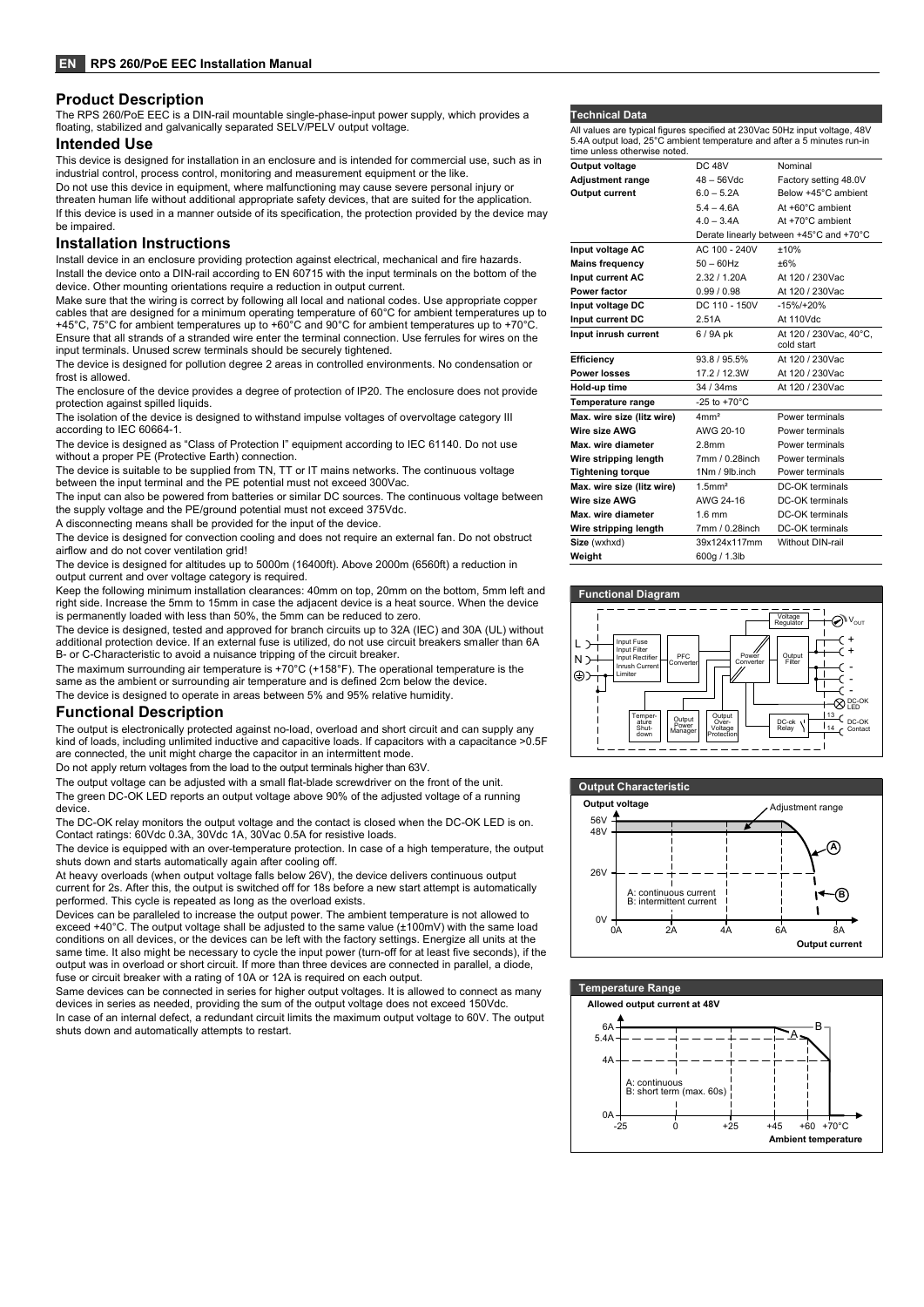# EN RPS 260/PoE EEC Installation Manual

## Product Description

The RPS 260/PoE EEC is a DIN-rail mountable single-phase-input power supply, which provides a floating, stabilized and galvanically separated SELV/PELV output voltage.

## Intended Use

This device is designed for installation in an enclosure and is intended for commercial use, such as in industrial control, process control, monitoring and measurement equipment or the like.

Do not use this device in equipment, where malfunctioning may cause severe personal injury or threaten human life without additional appropriate safety devices, that are suited for the application.

If this device is used in a manner outside of its specification, the protection provided by the device may be impaired.

## Installation Instructions

Install device in an enclosure providing protection against electrical, mechanical and fire hazards.

Install the device onto a DIN-rail according to EN 60715 with the input terminals on the bottom of the device. Other mounting orientations require a reduction in output current.

Make sure that the wiring is correct by following all local and national codes. Use appropriate copper cables that are designed for a minimum operating temperature of 60°C for ambient temperatures up to +45°C, 75°C for ambient temperatures up to +60°C and 90°C for ambient temperatures up to +70°C. Ensure that all strands of a stranded wire enter the terminal connection. Use ferrules for wires on the input terminals. Unused screw terminals should be securely tightened.

The device is designed for pollution degree 2 areas in controlled environments. No condensation or frost is allowed.

The enclosure of the device provides a degree of protection of IP20. The enclosure does not provide protection against spilled liquids.

The isolation of the device is designed to withstand impulse voltages of overvoltage category III according to IEC 60664-1.

The device is designed as "Class of Protection I" equipment according to IEC 61140. Do not use without a proper PE (Protective Earth) connection.

The device is suitable to be supplied from TN, TT or IT mains networks. The continuous voltage between the input terminal and the PE potential must not exceed 300Vac.

The input can also be powered from batteries or similar DC sources. The continuous voltage between the supply voltage and the PE/ground potential must not exceed 375Vdc.

A disconnecting means shall be provided for the input of the device.

The device is designed for convection cooling and does not require an external fan. Do not obstruct airflow and do not cover ventilation grid!

The device is designed for altitudes up to 5000m (16400ft). Above 2000m (6560ft) a reduction in output current and over voltage category is required.

Keep the following minimum installation clearances: 40mm on top, 20mm on the bottom, 5mm left and right side. Increase the 5mm to 15mm in case the adjacent device is a heat source. When the device is permanently loaded with less than 50%, the 5mm can be reduced to zero.

The device is designed, tested and approved for branch circuits up to 32A (IEC) and 30A (UL) without additional protection device. If an external fuse is utilized, do not use circuit breakers smaller than 6A B- or C-Characteristic to avoid a nuisance tripping of the circuit breaker.

The maximum surrounding air temperature is +70°C (+158°F). The operational temperature is the same as the ambient or surrounding air temperature and is defined 2cm below the device.

The device is designed to operate in areas between 5% and 95% relative humidity.

## Functional Description

The output is electronically protected against no-load, overload and short circuit and can supply any kind of loads, including unlimited inductive and capacitive loads. If capacitors with a capacitance >0.5F are connected, the unit might charge the capacitor in an intermittent mode.

Do not apply return voltages from the load to the output terminals higher than 63V.

The output voltage can be adjusted with a small flat-blade screwdriver on the front of the unit.

The green DC-OK LED reports an output voltage above 90% of the adjusted voltage of a running device.

The DC-OK relay monitors the output voltage and the contact is closed when the DC-OK LED is on. Contact ratings: 60Vdc 0.3A, 30Vdc 1A, 30Vac 0.5A for resistive loads.

The device is equipped with an over-temperature protection. In case of a high temperature, the output shuts down and starts automatically again after cooling off.

At heavy overloads (when output voltage falls below 26V), the device delivers continuous output current for 2s. After this, the output is switched off for 18s before a new start attempt is automatically performed. This cycle is repeated as long as the overload exists.

Devices can be paralleled to increase the output power. The ambient temperature is not allowed to exceed +40°C. The output voltage shall be adjusted to the same value (±100mV) with the same load conditions on all devices, or the devices can be left with the factory settings. Energize all units at the same time. It also might be necessary to cycle the input power (turn-off for at least five seconds), if the output was in overload or short circuit. If more than three devices are connected in parallel, a diode, fuse or circuit breaker with a rating of 10A or 12A is required on each output.

Same devices can be connected in series for higher output voltages. It is allowed to connect as many devices in series as needed, providing the sum of the output voltage does not exceed 150Vdc.

In case of an internal defect, a redundant circuit limits the maximum output voltage to 60V. The output shuts down and automatically attempts to restart.

## Technical Data

All values are typical figures specified at 230Vac 50Hz input voltage, 48V 5.4A output load, 25°C ambient temperature and after a 5 minutes run-in time unless otherwise noted.

| | | |
|---|---|---|
| **Output voltage** | DC 48V | Nominal |
| **Adjustment range** | 48 – 56Vdc | Factory setting 48.0V |
| **Output current** | 6.0 – 5.2A | Below +45°C ambient |
| | 5.4 – 4.6A | At +60°C ambient |
| | 4.0 – 3.4A | At +70°C ambient |
| | Derate linearly between +45°C and +70°C | |
| **Input voltage AC** | AC 100 - 240V | ±10% |
| **Mains frequency** | 50 – 60Hz | ±6% |
| **Input current AC** | 2.32 / 1.20A | At 120 / 230Vac |
| **Power factor** | 0.99 / 0.98 | At 120 / 230Vac |
| **Input voltage DC** | DC 110 - 150V | -15%/+20% |
| **Input current DC** | 2.51A | At 110Vdc |
| **Input inrush current** | 6 / 9A pk | At 120 / 230Vac, 40°C, cold start |
| **Efficiency** | 93.8 / 95.5% | At 120 / 230Vac |
| **Power losses** | 17.2 / 12.3W | At 120 / 230Vac |
| **Hold-up time** | 34 / 34ms | At 120 / 230Vac |
| **Temperature range** | -25 to +70°C | |
| **Max. wire size (litz wire)** | 4mm² | Power terminals |
| **Wire size AWG** | AWG 20-10 | Power terminals |
| **Max. wire diameter** | 2.8mm | Power terminals |
| **Wire stripping length** | 7mm / 0.28inch | Power terminals |
| **Tightening torque** | 1Nm / 9lb.inch | Power terminals |
| **Max. wire size (litz wire)** | 1.5mm² | DC-OK terminals |
| **Wire size AWG** | AWG 24-16 | DC-OK terminals |
| **Max. wire diameter** | 1.6 mm | DC-OK terminals |
| **Wire stripping length** | 7mm / 0.28inch | DC-OK terminals |
| **Size** (wxhxd) | 39x124x117mm | Without DIN-rail |
| **Weight** | 600g / 1.3lb | |

## Functional Diagram

L
N
Input Fuse
Input Filter
Input Rectifier
Inrush Current Limiter
PFC Converter
Power Converter
Output Filter
Voltage Regulator
$V_{OUT}$
+
+
-
-
-
DC-OK LED
Temperature Shut-down
Output Power Manager
Output Over-Voltage Protection
DC-ok Relay
13
14
DC-OK Contact

## Output Characteristic

Output voltage
Adjustment range
56V
48V
26V
0V
A: continuous current
B: intermittent current
A
B
0A 2A 4A 6A 8A
Output current

## Temperature Range

Allowed output current at 48V
6A
5.4A
4A
0A
A: continuous
B: short term (max. 60s)
A
B
-25 0 +25 +45 +60 +70°C
Ambient temperature